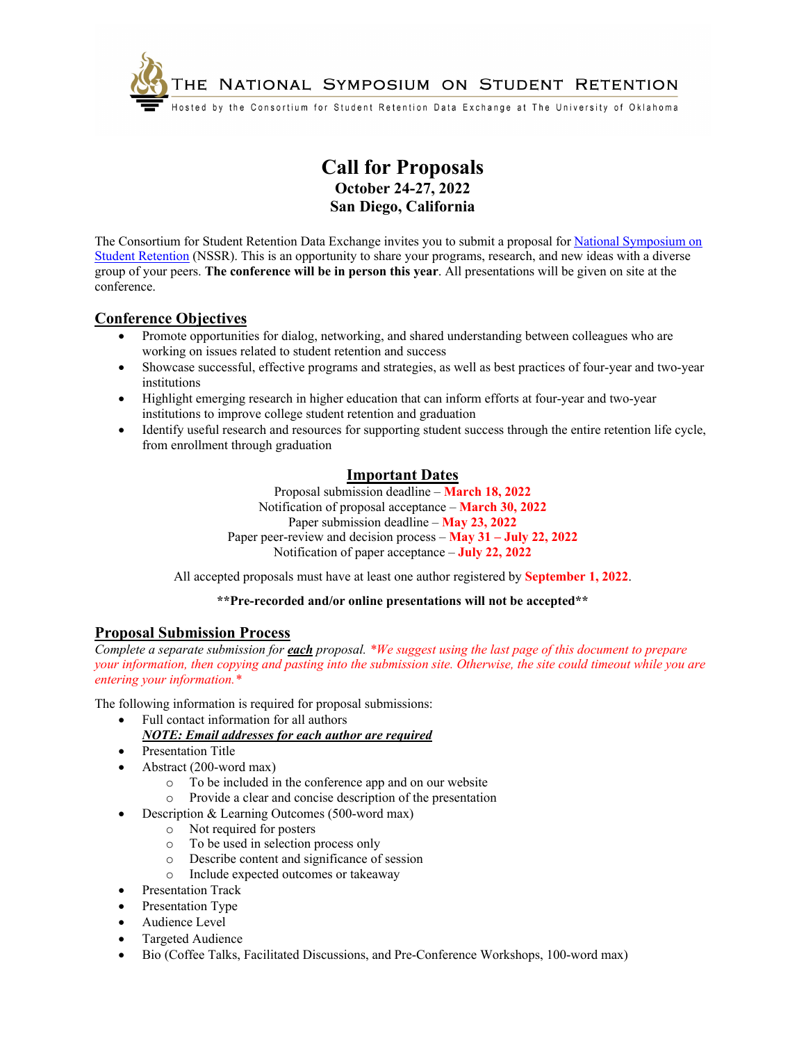THE NATIONAL SYMPOSIUM ON STUDENT RETENTION

Hosted by the Consortium for Student Retention Data Exchange at The University of Oklahoma

# Call for Proposals

**October 24-27, 2022**

**San Diego, California**

The Consortium for Student Retention Data Exchange invites you to submit a proposal for National Symposium on Student Retention (NSSR). This is an opportunity to share your programs, research, and new ideas with a diverse group of your peers. **The conference will be in person this year**. All presentations will be given on site at the conference.

## Conference Objectives

- Promote opportunities for dialog, networking, and shared understanding between colleagues who are working on issues related to student retention and success
- Showcase successful, effective programs and strategies, as well as best practices of four-year and two-year institutions
- Highlight emerging research in higher education that can inform efforts at four-year and two-year institutions to improve college student retention and graduation
- Identify useful research and resources for supporting student success through the entire retention life cycle, from enrollment through graduation

## Important Dates

Proposal submission deadline – **March 18, 2022**

Notification of proposal acceptance – **March 30, 2022**

Paper submission deadline – **May 23, 2022**

Paper peer-review and decision process – **May 31 – July 22, 2022**

Notification of paper acceptance – **July 22, 2022**

All accepted proposals must have at least one author registered by **September 1, 2022**.

**\*\*Pre-recorded and/or online presentations will not be accepted\*\***

## Proposal Submission Process

*Complete a separate submission for* ***each*** *proposal. \*We suggest using the last page of this document to prepare your information, then copying and pasting into the submission site. Otherwise, the site could timeout while you are entering your information.\**

The following information is required for proposal submissions:

- Full contact information for all authors
  ***NOTE: Email addresses for each author are required***
- Presentation Title
- Abstract (200-word max)
  - To be included in the conference app and on our website
  - Provide a clear and concise description of the presentation
- Description & Learning Outcomes (500-word max)
  - Not required for posters
  - To be used in selection process only
  - Describe content and significance of session
  - Include expected outcomes or takeaway
- Presentation Track
- Presentation Type
- Audience Level
- Targeted Audience
- Bio (Coffee Talks, Facilitated Discussions, and Pre-Conference Workshops, 100-word max)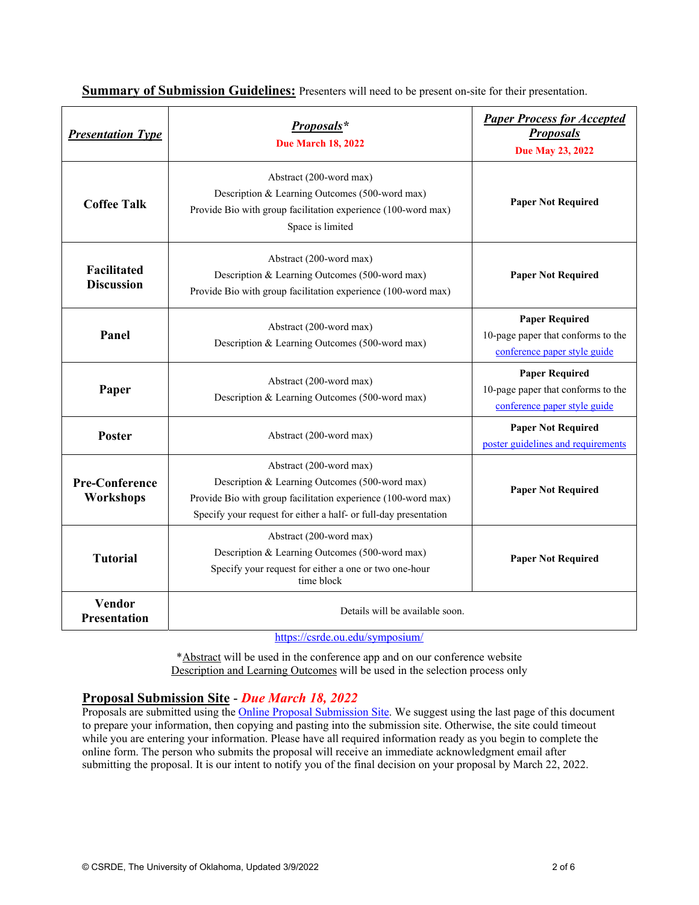**Summary of Submission Guidelines:** Presenters will need to be present on-site for their presentation.

| ***Presentation Type*** | ***Proposals**** **Due March 18, 2022** | ***Paper Process for Accepted Proposals*** **Due May 23, 2022** |
|---|---|---|
| **Coffee Talk** | Abstract (200-word max)<br>Description & Learning Outcomes (500-word max)<br>Provide Bio with group facilitation experience (100-word max)<br>Space is limited | **Paper Not Required** |
| **Facilitated Discussion** | Abstract (200-word max)<br>Description & Learning Outcomes (500-word max)<br>Provide Bio with group facilitation experience (100-word max) | **Paper Not Required** |
| **Panel** | Abstract (200-word max)<br>Description & Learning Outcomes (500-word max) | **Paper Required**<br>10-page paper that conforms to the conference paper style guide |
| **Paper** | Abstract (200-word max)<br>Description & Learning Outcomes (500-word max) | **Paper Required**<br>10-page paper that conforms to the conference paper style guide |
| **Poster** | Abstract (200-word max) | **Paper Not Required**<br>poster guidelines and requirements |
| **Pre-Conference Workshops** | Abstract (200-word max)<br>Description & Learning Outcomes (500-word max)<br>Provide Bio with group facilitation experience (100-word max)<br>Specify your request for either a half- or full-day presentation | **Paper Not Required** |
| **Tutorial** | Abstract (200-word max)<br>Description & Learning Outcomes (500-word max)<br>Specify your request for either a one or two one-hour time block | **Paper Not Required** |
| **Vendor Presentation** | Details will be available soon. | |

https://csrde.ou.edu/symposium/

*Abstract will be used in the conference app and on our conference website
Description and Learning Outcomes will be used in the selection process only

## Proposal Submission Site - *Due March 18, 2022*

Proposals are submitted using the Online Proposal Submission Site. We suggest using the last page of this document to prepare your information, then copying and pasting into the submission site. Otherwise, the site could timeout while you are entering your information. Please have all required information ready as you begin to complete the online form. The person who submits the proposal will receive an immediate acknowledgment email after submitting the proposal. It is our intent to notify you of the final decision on your proposal by March 22, 2022.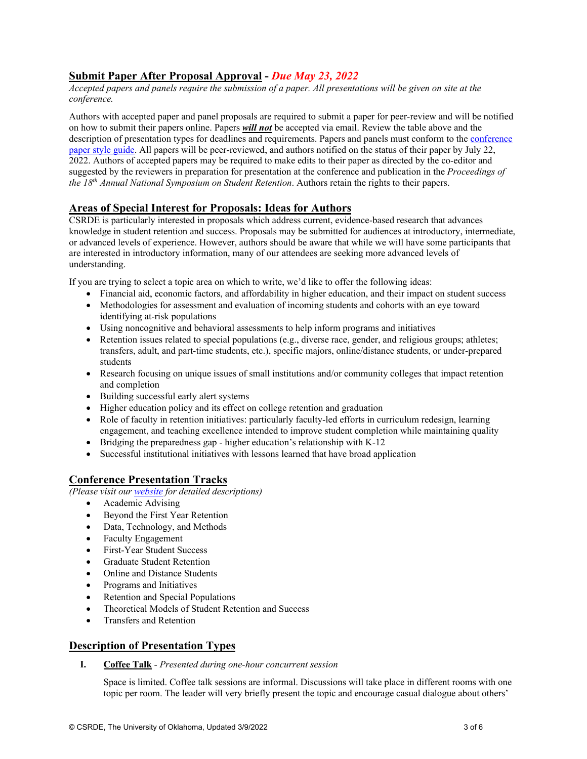## Submit Paper After Proposal Approval - *Due May 23, 2022*

*Accepted papers and panels require the submission of a paper. All presentations will be given on site at the conference.*

Authors with accepted paper and panel proposals are required to submit a paper for peer-review and will be notified on how to submit their papers online. Papers ***will not*** be accepted via email. Review the table above and the description of presentation types for deadlines and requirements. Papers and panels must conform to the conference paper style guide. All papers will be peer-reviewed, and authors notified on the status of their paper by July 22, 2022. Authors of accepted papers may be required to make edits to their paper as directed by the co-editor and suggested by the reviewers in preparation for presentation at the conference and publication in the *Proceedings of the 18th Annual National Symposium on Student Retention*. Authors retain the rights to their papers.

## Areas of Special Interest for Proposals: Ideas for Authors

CSRDE is particularly interested in proposals which address current, evidence-based research that advances knowledge in student retention and success. Proposals may be submitted for audiences at introductory, intermediate, or advanced levels of experience. However, authors should be aware that while we will have some participants that are interested in introductory information, many of our attendees are seeking more advanced levels of understanding.

If you are trying to select a topic area on which to write, we'd like to offer the following ideas:

- Financial aid, economic factors, and affordability in higher education, and their impact on student success
- Methodologies for assessment and evaluation of incoming students and cohorts with an eye toward identifying at-risk populations
- Using noncognitive and behavioral assessments to help inform programs and initiatives
- Retention issues related to special populations (e.g., diverse race, gender, and religious groups; athletes; transfers, adult, and part-time students, etc.), specific majors, online/distance students, or under-prepared students
- Research focusing on unique issues of small institutions and/or community colleges that impact retention and completion
- Building successful early alert systems
- Higher education policy and its effect on college retention and graduation
- Role of faculty in retention initiatives: particularly faculty-led efforts in curriculum redesign, learning engagement, and teaching excellence intended to improve student completion while maintaining quality
- Bridging the preparedness gap - higher education's relationship with K-12
- Successful institutional initiatives with lessons learned that have broad application

## Conference Presentation Tracks

*(Please visit our website for detailed descriptions)*

- Academic Advising
- Beyond the First Year Retention
- Data, Technology, and Methods
- Faculty Engagement
- First-Year Student Success
- Graduate Student Retention
- Online and Distance Students
- Programs and Initiatives
- Retention and Special Populations
- Theoretical Models of Student Retention and Success
- Transfers and Retention

## Description of Presentation Types

**I. Coffee Talk** - *Presented during one-hour concurrent session*

Space is limited. Coffee talk sessions are informal. Discussions will take place in different rooms with one topic per room. The leader will very briefly present the topic and encourage casual dialogue about others'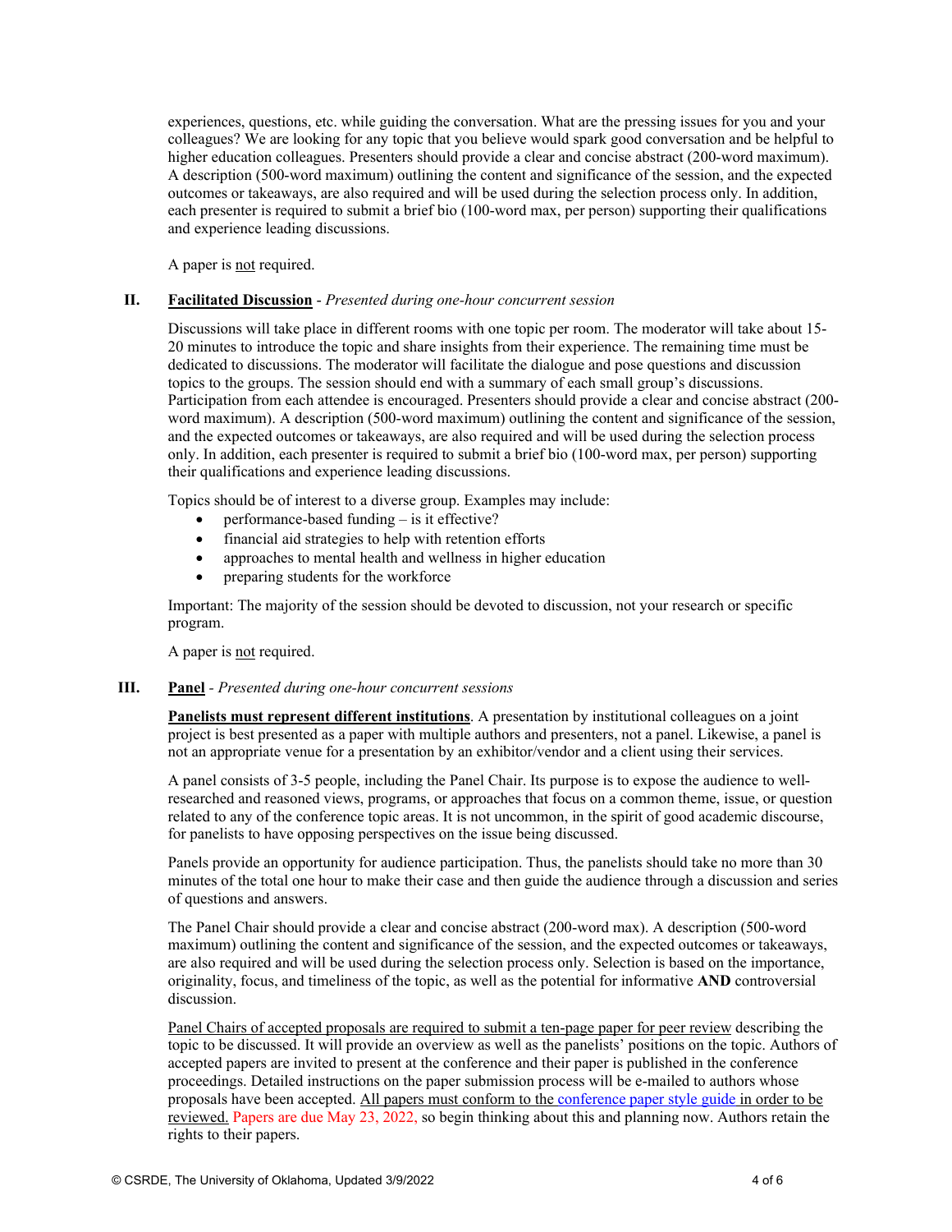experiences, questions, etc. while guiding the conversation. What are the pressing issues for you and your colleagues? We are looking for any topic that you believe would spark good conversation and be helpful to higher education colleagues. Presenters should provide a clear and concise abstract (200-word maximum). A description (500-word maximum) outlining the content and significance of the session, and the expected outcomes or takeaways, are also required and will be used during the selection process only. In addition, each presenter is required to submit a brief bio (100-word max, per person) supporting their qualifications and experience leading discussions.

A paper is not required.

### II. **Facilitated Discussion** - *Presented during one-hour concurrent session*

Discussions will take place in different rooms with one topic per room. The moderator will take about 15-20 minutes to introduce the topic and share insights from their experience. The remaining time must be dedicated to discussions. The moderator will facilitate the dialogue and pose questions and discussion topics to the groups. The session should end with a summary of each small group's discussions. Participation from each attendee is encouraged. Presenters should provide a clear and concise abstract (200-word maximum). A description (500-word maximum) outlining the content and significance of the session, and the expected outcomes or takeaways, are also required and will be used during the selection process only. In addition, each presenter is required to submit a brief bio (100-word max, per person) supporting their qualifications and experience leading discussions.

Topics should be of interest to a diverse group. Examples may include:

- performance-based funding – is it effective?
- financial aid strategies to help with retention efforts
- approaches to mental health and wellness in higher education
- preparing students for the workforce

Important: The majority of the session should be devoted to discussion, not your research or specific program.

A paper is not required.

### III. **Panel** - *Presented during one-hour concurrent sessions*

**Panelists must represent different institutions**. A presentation by institutional colleagues on a joint project is best presented as a paper with multiple authors and presenters, not a panel. Likewise, a panel is not an appropriate venue for a presentation by an exhibitor/vendor and a client using their services.

A panel consists of 3-5 people, including the Panel Chair. Its purpose is to expose the audience to well-researched and reasoned views, programs, or approaches that focus on a common theme, issue, or question related to any of the conference topic areas. It is not uncommon, in the spirit of good academic discourse, for panelists to have opposing perspectives on the issue being discussed.

Panels provide an opportunity for audience participation. Thus, the panelists should take no more than 30 minutes of the total one hour to make their case and then guide the audience through a discussion and series of questions and answers.

The Panel Chair should provide a clear and concise abstract (200-word max). A description (500-word maximum) outlining the content and significance of the session, and the expected outcomes or takeaways, are also required and will be used during the selection process only. Selection is based on the importance, originality, focus, and timeliness of the topic, as well as the potential for informative **AND** controversial discussion.

Panel Chairs of accepted proposals are required to submit a ten-page paper for peer review describing the topic to be discussed. It will provide an overview as well as the panelists' positions on the topic. Authors of accepted papers are invited to present at the conference and their paper is published in the conference proceedings. Detailed instructions on the paper submission process will be e-mailed to authors whose proposals have been accepted. All papers must conform to the conference paper style guide in order to be reviewed. Papers are due May 23, 2022, so begin thinking about this and planning now. Authors retain the rights to their papers.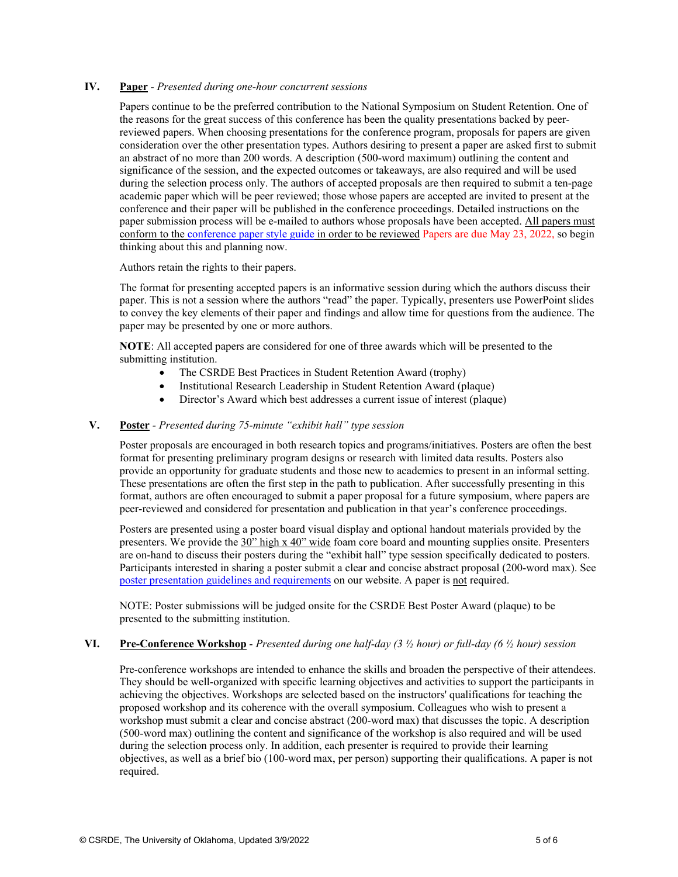## IV. Paper - *Presented during one-hour concurrent sessions*

Papers continue to be the preferred contribution to the National Symposium on Student Retention. One of the reasons for the great success of this conference has been the quality presentations backed by peer-reviewed papers. When choosing presentations for the conference program, proposals for papers are given consideration over the other presentation types. Authors desiring to present a paper are asked first to submit an abstract of no more than 200 words. A description (500-word maximum) outlining the content and significance of the session, and the expected outcomes or takeaways, are also required and will be used during the selection process only. The authors of accepted proposals are then required to submit a ten-page academic paper which will be peer reviewed; those whose papers are accepted are invited to present at the conference and their paper will be published in the conference proceedings. Detailed instructions on the paper submission process will be e-mailed to authors whose proposals have been accepted. All papers must conform to the conference paper style guide in order to be reviewed Papers are due May 23, 2022, so begin thinking about this and planning now.

Authors retain the rights to their papers.

The format for presenting accepted papers is an informative session during which the authors discuss their paper. This is not a session where the authors "read" the paper. Typically, presenters use PowerPoint slides to convey the key elements of their paper and findings and allow time for questions from the audience. The paper may be presented by one or more authors.

**NOTE**: All accepted papers are considered for one of three awards which will be presented to the submitting institution.

- The CSRDE Best Practices in Student Retention Award (trophy)
- Institutional Research Leadership in Student Retention Award (plaque)
- Director's Award which best addresses a current issue of interest (plaque)

## V. Poster - *Presented during 75-minute "exhibit hall" type session*

Poster proposals are encouraged in both research topics and programs/initiatives. Posters are often the best format for presenting preliminary program designs or research with limited data results. Posters also provide an opportunity for graduate students and those new to academics to present in an informal setting. These presentations are often the first step in the path to publication. After successfully presenting in this format, authors are often encouraged to submit a paper proposal for a future symposium, where papers are peer-reviewed and considered for presentation and publication in that year's conference proceedings.

Posters are presented using a poster board visual display and optional handout materials provided by the presenters. We provide the 30" high x 40" wide foam core board and mounting supplies onsite. Presenters are on-hand to discuss their posters during the "exhibit hall" type session specifically dedicated to posters. Participants interested in sharing a poster submit a clear and concise abstract proposal (200-word max). See poster presentation guidelines and requirements on our website. A paper is not required.

NOTE: Poster submissions will be judged onsite for the CSRDE Best Poster Award (plaque) to be presented to the submitting institution.

## VI. Pre-Conference Workshop - *Presented during one half-day (3 ½ hour) or full-day (6 ½ hour) session*

Pre-conference workshops are intended to enhance the skills and broaden the perspective of their attendees. They should be well-organized with specific learning objectives and activities to support the participants in achieving the objectives. Workshops are selected based on the instructors' qualifications for teaching the proposed workshop and its coherence with the overall symposium. Colleagues who wish to present a workshop must submit a clear and concise abstract (200-word max) that discusses the topic. A description (500-word max) outlining the content and significance of the workshop is also required and will be used during the selection process only. In addition, each presenter is required to provide their learning objectives, as well as a brief bio (100-word max, per person) supporting their qualifications. A paper is not required.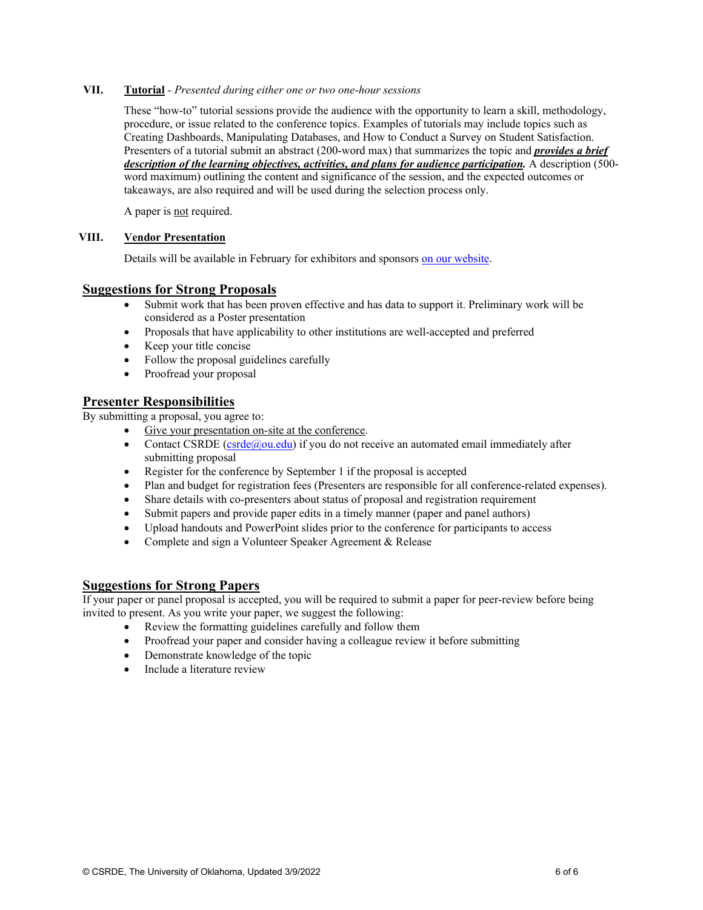### VII. **Tutorial** - *Presented during either one or two one-hour sessions*

These "how-to" tutorial sessions provide the audience with the opportunity to learn a skill, methodology, procedure, or issue related to the conference topics. Examples of tutorials may include topics such as Creating Dashboards, Manipulating Databases, and How to Conduct a Survey on Student Satisfaction. Presenters of a tutorial submit an abstract (200-word max) that summarizes the topic and ***provides a brief description of the learning objectives, activities, and plans for audience participation.*** A description (500-word maximum) outlining the content and significance of the session, and the expected outcomes or takeaways, are also required and will be used during the selection process only.

A paper is not required.

### VIII. **Vendor Presentation**

Details will be available in February for exhibitors and sponsors on our website.

## Suggestions for Strong Proposals

- Submit work that has been proven effective and has data to support it. Preliminary work will be considered as a Poster presentation
- Proposals that have applicability to other institutions are well-accepted and preferred
- Keep your title concise
- Follow the proposal guidelines carefully
- Proofread your proposal

## Presenter Responsibilities

By submitting a proposal, you agree to:

- Give your presentation on-site at the conference.
- Contact CSRDE (csrde@ou.edu) if you do not receive an automated email immediately after submitting proposal
- Register for the conference by September 1 if the proposal is accepted
- Plan and budget for registration fees (Presenters are responsible for all conference-related expenses).
- Share details with co-presenters about status of proposal and registration requirement
- Submit papers and provide paper edits in a timely manner (paper and panel authors)
- Upload handouts and PowerPoint slides prior to the conference for participants to access
- Complete and sign a Volunteer Speaker Agreement & Release

## Suggestions for Strong Papers

If your paper or panel proposal is accepted, you will be required to submit a paper for peer-review before being invited to present. As you write your paper, we suggest the following:

- Review the formatting guidelines carefully and follow them
- Proofread your paper and consider having a colleague review it before submitting
- Demonstrate knowledge of the topic
- Include a literature review

© CSRDE, The University of Oklahoma, Updated 3/9/2022